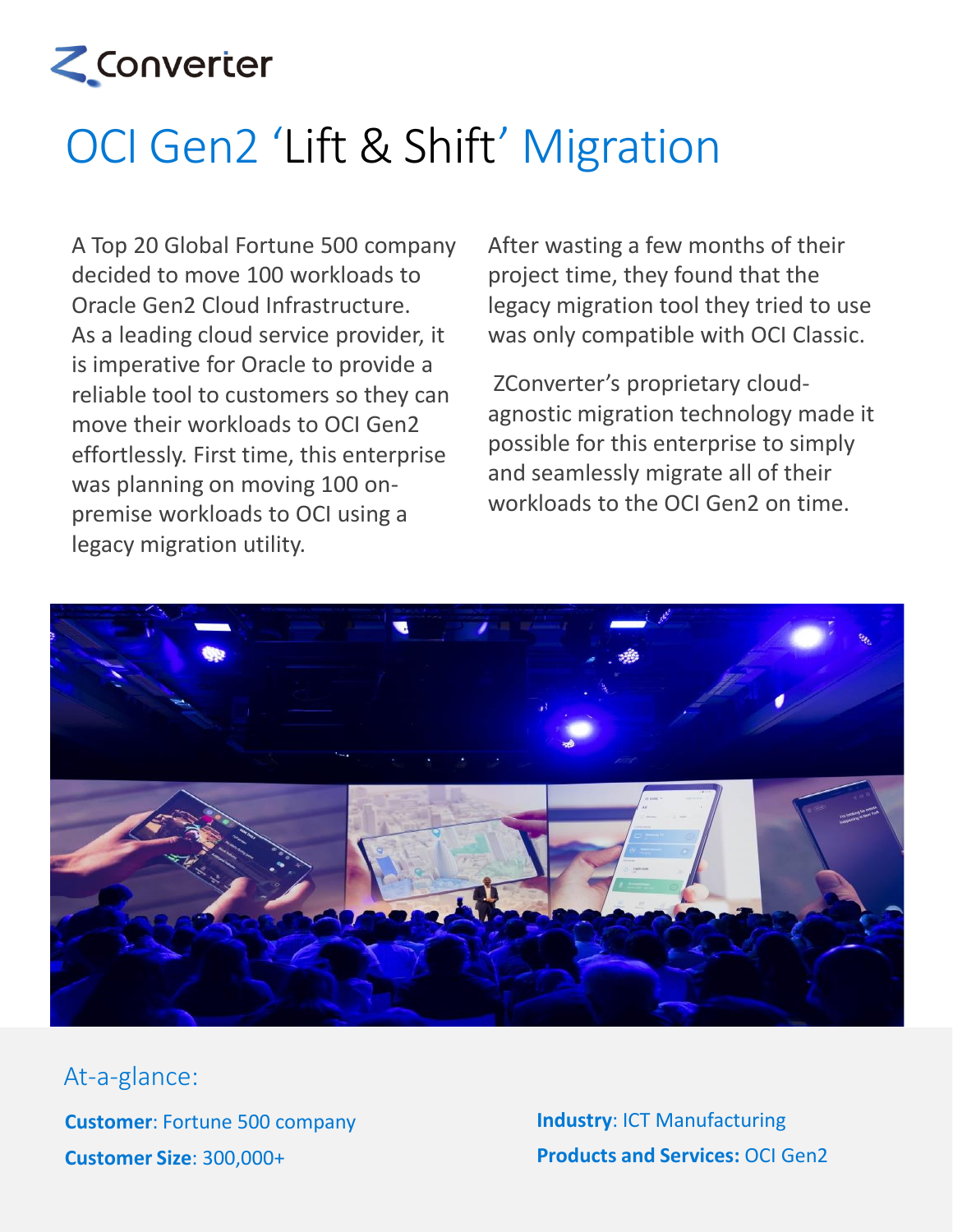ZConverter

# OCI Gen2 'Lift & Shift' Migration

A Top 20 Global Fortune 500 company decided to move 100 workloads to Oracle Gen2 Cloud Infrastructure. As a leading cloud service provider, it is imperative for Oracle to provide a reliable tool to customers so they can move their workloads to OCI Gen2 effortlessly. First time, this enterprise was planning on moving 100 on-premise workloads to OCI using a legacy migration utility.

After wasting a few months of their project time, they found that the legacy migration tool they tried to use was only compatible with OCI Classic.

ZConverter's proprietary cloud-agnostic migration technology made it possible for this enterprise to simply and seamlessly migrate all of their workloads to the OCI Gen2 on time.

## At-a-glance:

**Customer**: Fortune 500 company

**Customer Size**: 300,000+

**Industry**: ICT Manufacturing

**Products and Services:** OCI Gen2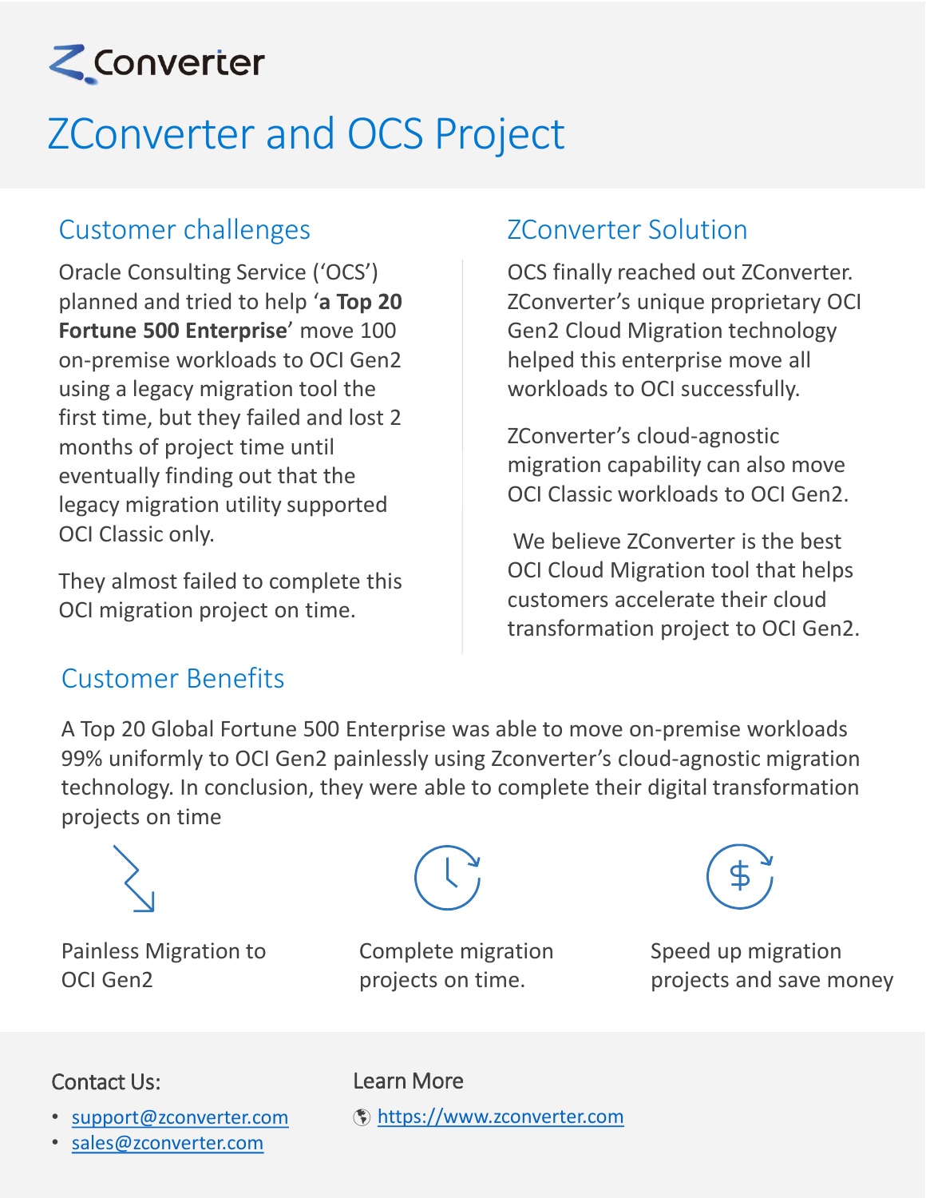ZConverter

# ZConverter and OCS Project

## Customer challenges

Oracle Consulting Service ('OCS') planned and tried to help '**a Top 20 Fortune 500 Enterprise**' move 100 on-premise workloads to OCI Gen2 using a legacy migration tool the first time, but they failed and lost 2 months of project time until eventually finding out that the legacy migration utility supported OCI Classic only.

They almost failed to complete this OCI migration project on time.

## ZConverter Solution

OCS finally reached out ZConverter. ZConverter's unique proprietary OCI Gen2 Cloud Migration technology helped this enterprise move all workloads to OCI successfully.

ZConverter's cloud-agnostic migration capability can also move OCI Classic workloads to OCI Gen2.

We believe ZConverter is the best OCI Cloud Migration tool that helps customers accelerate their cloud transformation project to OCI Gen2.

## Customer Benefits

A Top 20 Global Fortune 500 Enterprise was able to move on-premise workloads 99% uniformly to OCI Gen2 painlessly using Zconverter's cloud-agnostic migration technology. In conclusion, they were able to complete their digital transformation projects on time

Painless Migration to OCI Gen2

Complete migration projects on time.

Speed up migration projects and save money

### Contact Us:

- support@zconverter.com
- sales@zconverter.com

### Learn More

https://www.zconverter.com